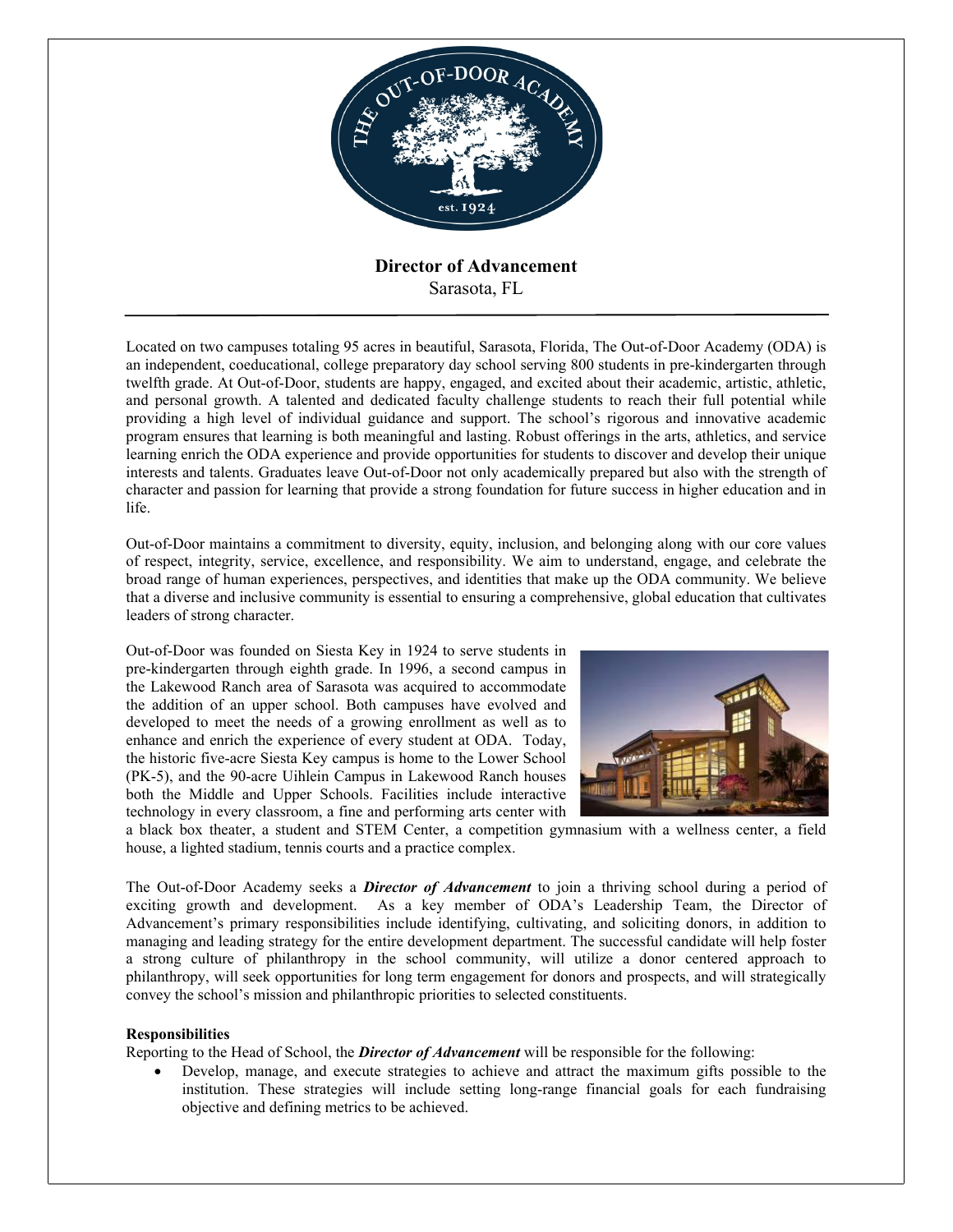# Director of Advancement

Sarasota, FL

---

Located on two campuses totaling 95 acres in beautiful, Sarasota, Florida, The Out-of-Door Academy (ODA) is an independent, coeducational, college preparatory day school serving 800 students in pre-kindergarten through twelfth grade. At Out-of-Door, students are happy, engaged, and excited about their academic, artistic, athletic, and personal growth. A talented and dedicated faculty challenge students to reach their full potential while providing a high level of individual guidance and support. The school's rigorous and innovative academic program ensures that learning is both meaningful and lasting. Robust offerings in the arts, athletics, and service learning enrich the ODA experience and provide opportunities for students to discover and develop their unique interests and talents. Graduates leave Out-of-Door not only academically prepared but also with the strength of character and passion for learning that provide a strong foundation for future success in higher education and in life.

Out-of-Door maintains a commitment to diversity, equity, inclusion, and belonging along with our core values of respect, integrity, service, excellence, and responsibility. We aim to understand, engage, and celebrate the broad range of human experiences, perspectives, and identities that make up the ODA community. We believe that a diverse and inclusive community is essential to ensuring a comprehensive, global education that cultivates leaders of strong character.

Out-of-Door was founded on Siesta Key in 1924 to serve students in pre-kindergarten through eighth grade. In 1996, a second campus in the Lakewood Ranch area of Sarasota was acquired to accommodate the addition of an upper school. Both campuses have evolved and developed to meet the needs of a growing enrollment as well as to enhance and enrich the experience of every student at ODA. Today, the historic five-acre Siesta Key campus is home to the Lower School (PK-5), and the 90-acre Uihlein Campus in Lakewood Ranch houses both the Middle and Upper Schools. Facilities include interactive technology in every classroom, a fine and performing arts center with a black box theater, a student and STEM Center, a competition gymnasium with a wellness center, a field house, a lighted stadium, tennis courts and a practice complex.

The Out-of-Door Academy seeks a ***Director of Advancement*** to join a thriving school during a period of exciting growth and development. As a key member of ODA's Leadership Team, the Director of Advancement's primary responsibilities include identifying, cultivating, and soliciting donors, in addition to managing and leading strategy for the entire development department. The successful candidate will help foster a strong culture of philanthropy in the school community, will utilize a donor centered approach to philanthropy, will seek opportunities for long term engagement for donors and prospects, and will strategically convey the school's mission and philanthropic priorities to selected constituents.

**Responsibilities**

Reporting to the Head of School, the ***Director of Advancement*** will be responsible for the following:

- Develop, manage, and execute strategies to achieve and attract the maximum gifts possible to the institution. These strategies will include setting long-range financial goals for each fundraising objective and defining metrics to be achieved.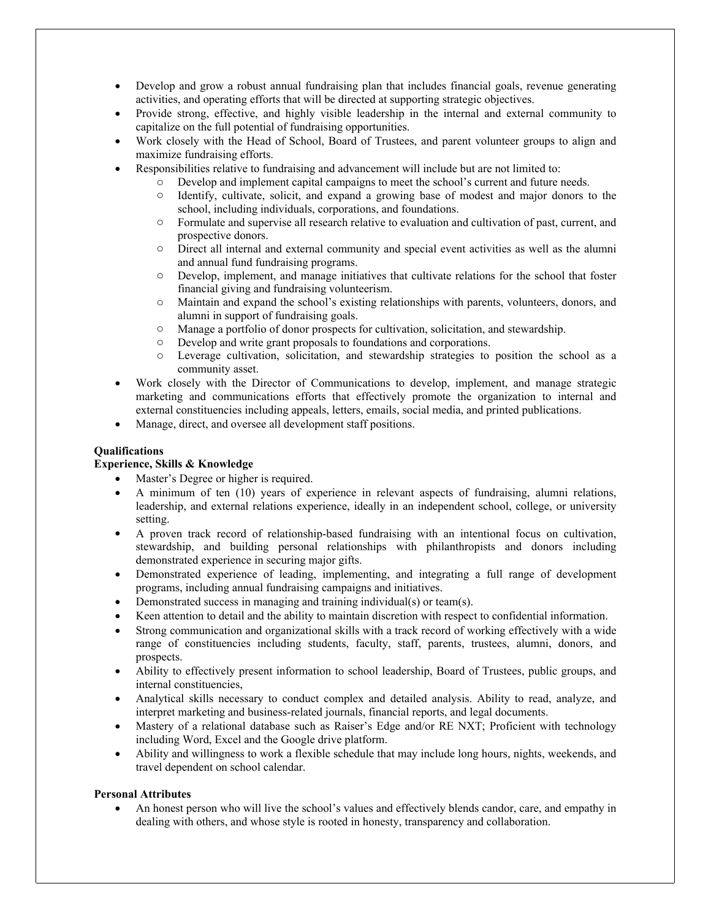- Develop and grow a robust annual fundraising plan that includes financial goals, revenue generating activities, and operating efforts that will be directed at supporting strategic objectives.
- Provide strong, effective, and highly visible leadership in the internal and external community to capitalize on the full potential of fundraising opportunities.
- Work closely with the Head of School, Board of Trustees, and parent volunteer groups to align and maximize fundraising efforts.
- Responsibilities relative to fundraising and advancement will include but are not limited to:
  - Develop and implement capital campaigns to meet the school's current and future needs.
  - Identify, cultivate, solicit, and expand a growing base of modest and major donors to the school, including individuals, corporations, and foundations.
  - Formulate and supervise all research relative to evaluation and cultivation of past, current, and prospective donors.
  - Direct all internal and external community and special event activities as well as the alumni and annual fund fundraising programs.
  - Develop, implement, and manage initiatives that cultivate relations for the school that foster financial giving and fundraising volunteerism.
  - Maintain and expand the school's existing relationships with parents, volunteers, donors, and alumni in support of fundraising goals.
  - Manage a portfolio of donor prospects for cultivation, solicitation, and stewardship.
  - Develop and write grant proposals to foundations and corporations.
  - Leverage cultivation, solicitation, and stewardship strategies to position the school as a community asset.
- Work closely with the Director of Communications to develop, implement, and manage strategic marketing and communications efforts that effectively promote the organization to internal and external constituencies including appeals, letters, emails, social media, and printed publications.
- Manage, direct, and oversee all development staff positions.

**Qualifications**

**Experience, Skills & Knowledge**

- Master's Degree or higher is required.
- A minimum of ten (10) years of experience in relevant aspects of fundraising, alumni relations, leadership, and external relations experience, ideally in an independent school, college, or university setting.
- A proven track record of relationship-based fundraising with an intentional focus on cultivation, stewardship, and building personal relationships with philanthropists and donors including demonstrated experience in securing major gifts.
- Demonstrated experience of leading, implementing, and integrating a full range of development programs, including annual fundraising campaigns and initiatives.
- Demonstrated success in managing and training individual(s) or team(s).
- Keen attention to detail and the ability to maintain discretion with respect to confidential information.
- Strong communication and organizational skills with a track record of working effectively with a wide range of constituencies including students, faculty, staff, parents, trustees, alumni, donors, and prospects.
- Ability to effectively present information to school leadership, Board of Trustees, public groups, and internal constituencies,
- Analytical skills necessary to conduct complex and detailed analysis. Ability to read, analyze, and interpret marketing and business-related journals, financial reports, and legal documents.
- Mastery of a relational database such as Raiser's Edge and/or RE NXT; Proficient with technology including Word, Excel and the Google drive platform.
- Ability and willingness to work a flexible schedule that may include long hours, nights, weekends, and travel dependent on school calendar.

**Personal Attributes**

- An honest person who will live the school's values and effectively blends candor, care, and empathy in dealing with others, and whose style is rooted in honesty, transparency and collaboration.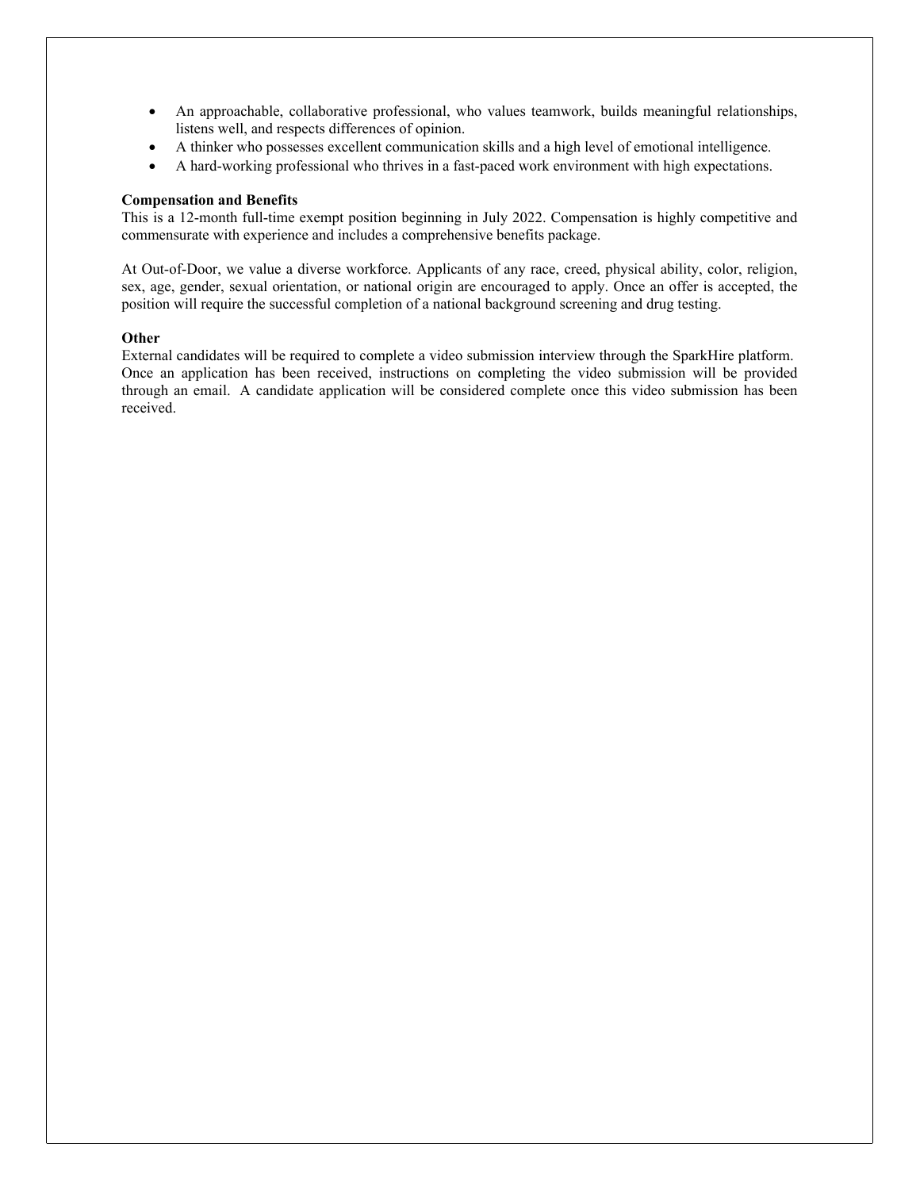- An approachable, collaborative professional, who values teamwork, builds meaningful relationships, listens well, and respects differences of opinion.
- A thinker who possesses excellent communication skills and a high level of emotional intelligence.
- A hard-working professional who thrives in a fast-paced work environment with high expectations.

**Compensation and Benefits**

This is a 12-month full-time exempt position beginning in July 2022. Compensation is highly competitive and commensurate with experience and includes a comprehensive benefits package.

At Out-of-Door, we value a diverse workforce. Applicants of any race, creed, physical ability, color, religion, sex, age, gender, sexual orientation, or national origin are encouraged to apply. Once an offer is accepted, the position will require the successful completion of a national background screening and drug testing.

**Other**

External candidates will be required to complete a video submission interview through the SparkHire platform. Once an application has been received, instructions on completing the video submission will be provided through an email. A candidate application will be considered complete once this video submission has been received.